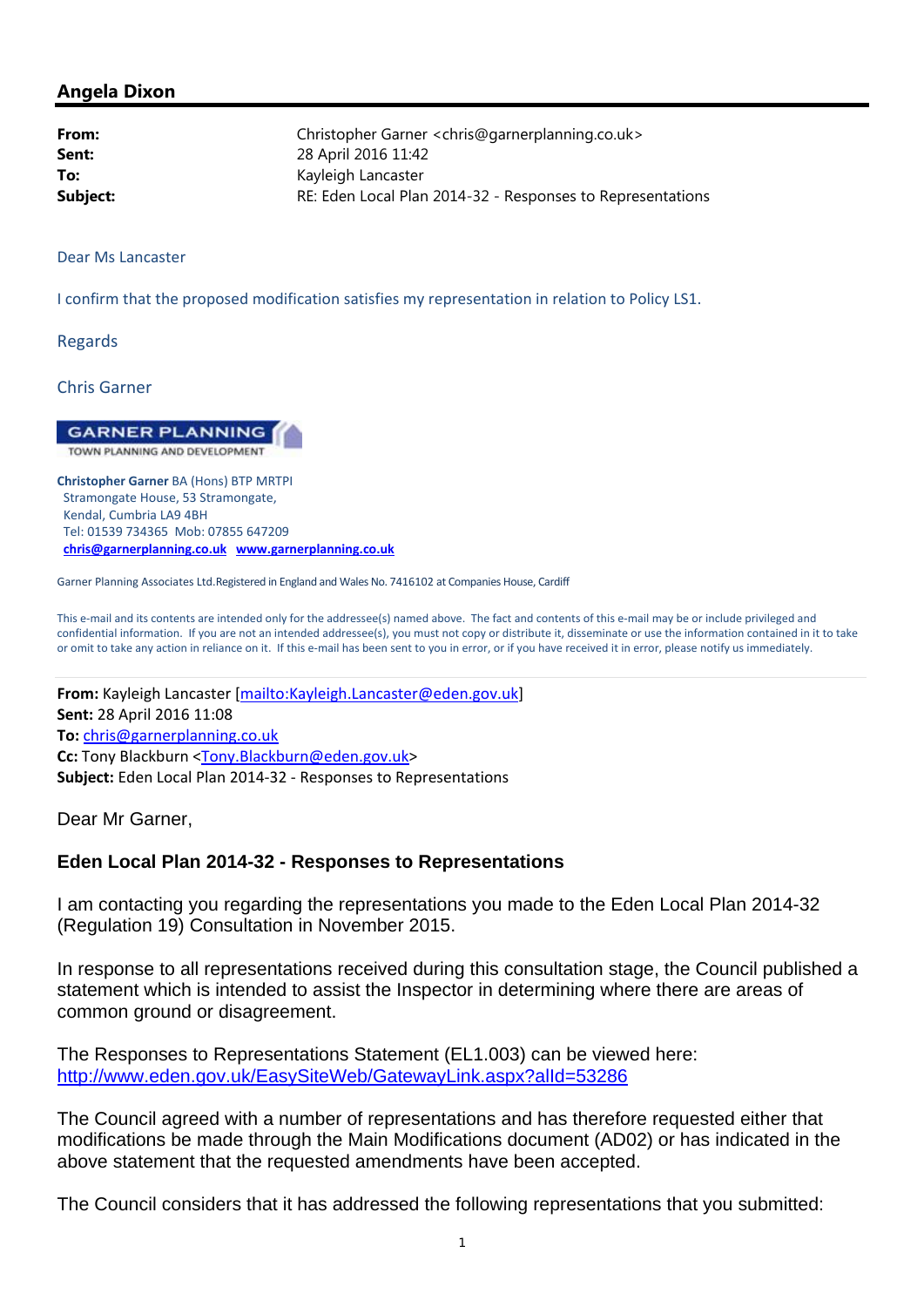## Angela Dixon

**From:** Christopher Garner <chris@garnerplanning.co.uk>
**Sent:** 28 April 2016 11:42
**To:** Kayleigh Lancaster
**Subject:** RE: Eden Local Plan 2014-32 - Responses to Representations

Dear Ms Lancaster

I confirm that the proposed modification satisfies my representation in relation to Policy LS1.

Regards

Chris Garner

GARNER PLANNING
TOWN PLANNING AND DEVELOPMENT

**Christopher Garner** BA (Hons) BTP MRTPI
Stramongate House, 53 Stramongate,
Kendal, Cumbria LA9 4BH
Tel: 01539 734365 Mob: 07855 647209
**chris@garnerplanning.co.uk** **www.garnerplanning.co.uk**

Garner Planning Associates Ltd.Registered in England and Wales No. 7416102 at Companies House, Cardiff

This e-mail and its contents are intended only for the addressee(s) named above. The fact and contents of this e-mail may be or include privileged and confidential information. If you are not an intended addressee(s), you must not copy or distribute it, disseminate or use the information contained in it to take or omit to take any action in reliance on it. If this e-mail has been sent to you in error, or if you have received it in error, please notify us immediately.

---

**From:** Kayleigh Lancaster [mailto:Kayleigh.Lancaster@eden.gov.uk]
**Sent:** 28 April 2016 11:08
**To:** chris@garnerplanning.co.uk
**Cc:** Tony Blackburn <Tony.Blackburn@eden.gov.uk>
**Subject:** Eden Local Plan 2014-32 - Responses to Representations

Dear Mr Garner,

**Eden Local Plan 2014-32 - Responses to Representations**

I am contacting you regarding the representations you made to the Eden Local Plan 2014-32 (Regulation 19) Consultation in November 2015.

In response to all representations received during this consultation stage, the Council published a statement which is intended to assist the Inspector in determining where there are areas of common ground or disagreement.

The Responses to Representations Statement (EL1.003) can be viewed here:
http://www.eden.gov.uk/EasySiteWeb/GatewayLink.aspx?alId=53286

The Council agreed with a number of representations and has therefore requested either that modifications be made through the Main Modifications document (AD02) or has indicated in the above statement that the requested amendments have been accepted.

The Council considers that it has addressed the following representations that you submitted: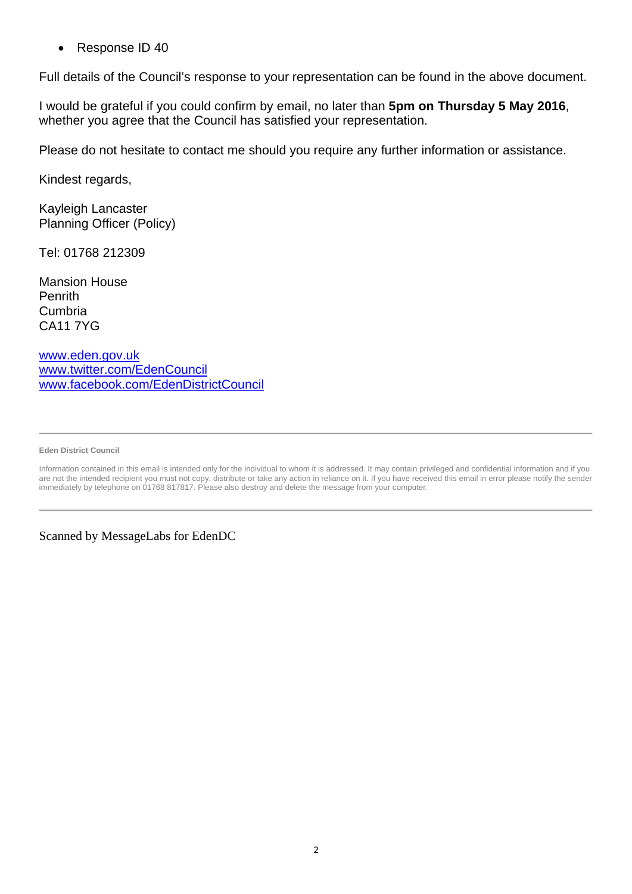- Response ID 40

Full details of the Council's response to your representation can be found in the above document.

I would be grateful if you could confirm by email, no later than **5pm on Thursday 5 May 2016**, whether you agree that the Council has satisfied your representation.

Please do not hesitate to contact me should you require any further information or assistance.

Kindest regards,

Kayleigh Lancaster
Planning Officer (Policy)

Tel: 01768 212309

Mansion House
Penrith
Cumbria
CA11 7YG

www.eden.gov.uk
www.twitter.com/EdenCouncil
www.facebook.com/EdenDistrictCouncil

---

**Eden District Council**

Information contained in this email is intended only for the individual to whom it is addressed. It may contain privileged and confidential information and if you are not the intended recipient you must not copy, distribute or take any action in reliance on it. If you have received this email in error please notify the sender immediately by telephone on 01768 817817. Please also destroy and delete the message from your computer.

---

Scanned by MessageLabs for EdenDC